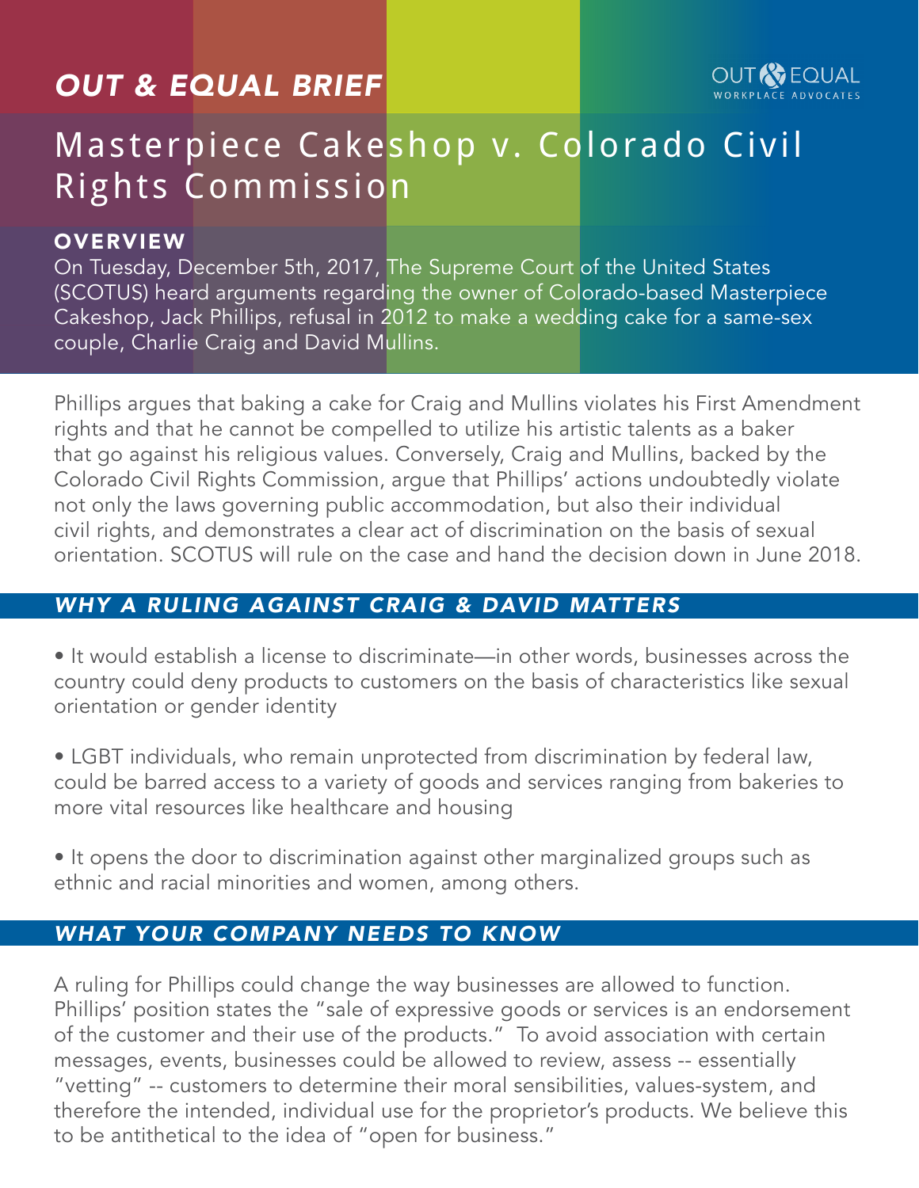*OUT & EQUAL BRIEF*

OUT & EQUAL WORKPLACE ADVOCATES

# Masterpiece Cakeshop v. Colorado Civil Rights Commission

## OVERVIEW

On Tuesday, December 5th, 2017, The Supreme Court of the United States (SCOTUS) heard arguments regarding the owner of Colorado-based Masterpiece Cakeshop, Jack Phillips, refusal in 2012 to make a wedding cake for a same-sex couple, Charlie Craig and David Mullins.

Phillips argues that baking a cake for Craig and Mullins violates his First Amendment rights and that he cannot be compelled to utilize his artistic talents as a baker that go against his religious values. Conversely, Craig and Mullins, backed by the Colorado Civil Rights Commission, argue that Phillips' actions undoubtedly violate not only the laws governing public accommodation, but also their individual civil rights, and demonstrates a clear act of discrimination on the basis of sexual orientation. SCOTUS will rule on the case and hand the decision down in June 2018.

## *WHY A RULING AGAINST CRAIG & DAVID MATTERS*

- It would establish a license to discriminate—in other words, businesses across the country could deny products to customers on the basis of characteristics like sexual orientation or gender identity

- LGBT individuals, who remain unprotected from discrimination by federal law, could be barred access to a variety of goods and services ranging from bakeries to more vital resources like healthcare and housing

- It opens the door to discrimination against other marginalized groups such as ethnic and racial minorities and women, among others.

## *WHAT YOUR COMPANY NEEDS TO KNOW*

A ruling for Phillips could change the way businesses are allowed to function. Phillips' position states the "sale of expressive goods or services is an endorsement of the customer and their use of the products." To avoid association with certain messages, events, businesses could be allowed to review, assess -- essentially "vetting" -- customers to determine their moral sensibilities, values-system, and therefore the intended, individual use for the proprietor's products. We believe this to be antithetical to the idea of "open for business."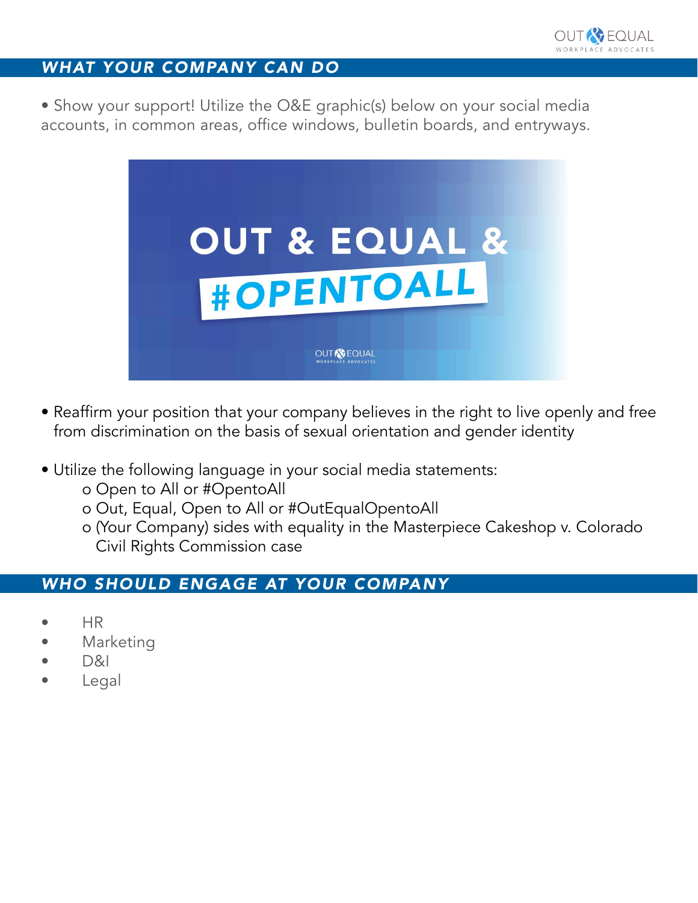## *WHAT YOUR COMPANY CAN DO*

- Show your support! Utilize the O&E graphic(s) below on your social media accounts, in common areas, office windows, bulletin boards, and entryways.

- Reaffirm your position that your company believes in the right to live openly and free from discrimination on the basis of sexual orientation and gender identity

- Utilize the following language in your social media statements:
  - Open to All or #OpentoAll
  - Out, Equal, Open to All or #OutEqualOpentoAll
  - (Your Company) sides with equality in the Masterpiece Cakeshop v. Colorado Civil Rights Commission case

## *WHO SHOULD ENGAGE AT YOUR COMPANY*

- HR
- Marketing
- D&I
- Legal